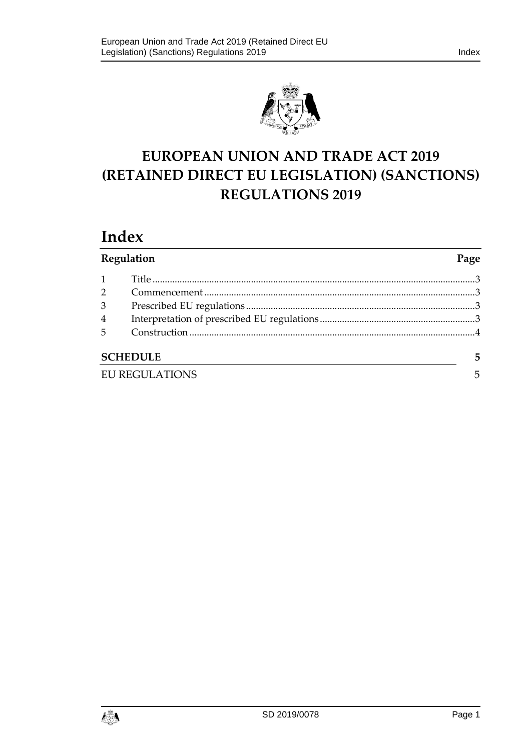# EUROPEAN UNION AND TRADE ACT 2019 (RETAINED DIRECT EU LEGISLATION) (SANCTIONS) REGULATIONS 2019

## Index

| Regulation | | Page |
|---|---|---|
| 1 | Title | 3 |
| 2 | Commencement | 3 |
| 3 | Prescribed EU regulations | 3 |
| 4 | Interpretation of prescribed EU regulations | 3 |
| 5 | Construction | 4 |
| **SCHEDULE** | | **5** |
| EU REGULATIONS | | 5 |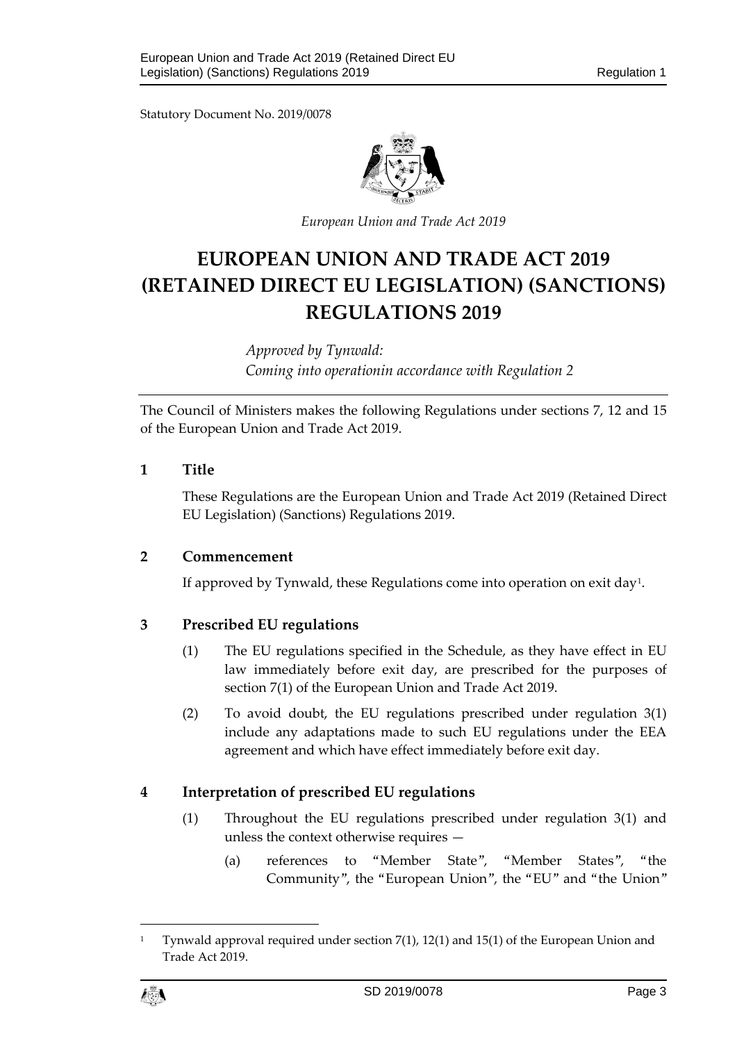Statutory Document No. 2019/0078

*European Union and Trade Act 2019*

# EUROPEAN UNION AND TRADE ACT 2019 (RETAINED DIRECT EU LEGISLATION) (SANCTIONS) REGULATIONS 2019

*Approved by Tynwald:*
*Coming into operationin accordance with Regulation 2*

The Council of Ministers makes the following Regulations under sections 7, 12 and 15 of the European Union and Trade Act 2019.

## 1 Title

These Regulations are the European Union and Trade Act 2019 (Retained Direct EU Legislation) (Sanctions) Regulations 2019.

## 2 Commencement

If approved by Tynwald, these Regulations come into operation on exit day[1].

## 3 Prescribed EU regulations

(1) The EU regulations specified in the Schedule, as they have effect in EU law immediately before exit day, are prescribed for the purposes of section 7(1) of the European Union and Trade Act 2019.

(2) To avoid doubt, the EU regulations prescribed under regulation 3(1) include any adaptations made to such EU regulations under the EEA agreement and which have effect immediately before exit day.

## 4 Interpretation of prescribed EU regulations

(1) Throughout the EU regulations prescribed under regulation 3(1) and unless the context otherwise requires —

(a) references to "Member State", "Member States", "the Community", the "European Union", the "EU" and "the Union"

---

[1] Tynwald approval required under section 7(1), 12(1) and 15(1) of the European Union and Trade Act 2019.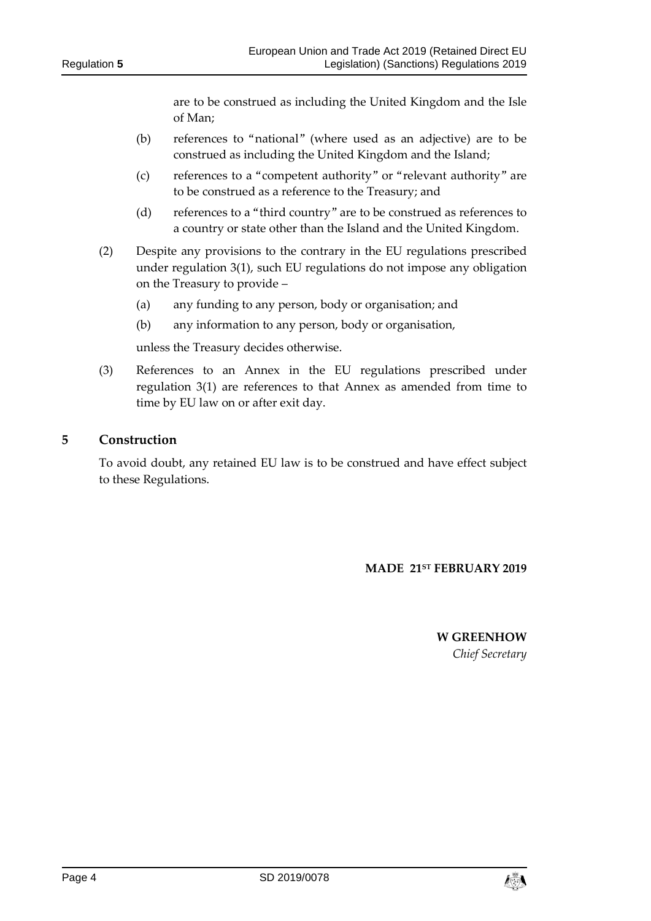are to be construed as including the United Kingdom and the Isle of Man;

(b) references to "national" (where used as an adjective) are to be construed as including the United Kingdom and the Island;

(c) references to a "competent authority" or "relevant authority" are to be construed as a reference to the Treasury; and

(d) references to a "third country" are to be construed as references to a country or state other than the Island and the United Kingdom.

(2) Despite any provisions to the contrary in the EU regulations prescribed under regulation 3(1), such EU regulations do not impose any obligation on the Treasury to provide –

(a) any funding to any person, body or organisation; and

(b) any information to any person, body or organisation,

unless the Treasury decides otherwise.

(3) References to an Annex in the EU regulations prescribed under regulation 3(1) are references to that Annex as amended from time to time by EU law on or after exit day.

## 5 Construction

To avoid doubt, any retained EU law is to be construed and have effect subject to these Regulations.

**MADE 21ST FEBRUARY 2019**

**W GREENHOW**
*Chief Secretary*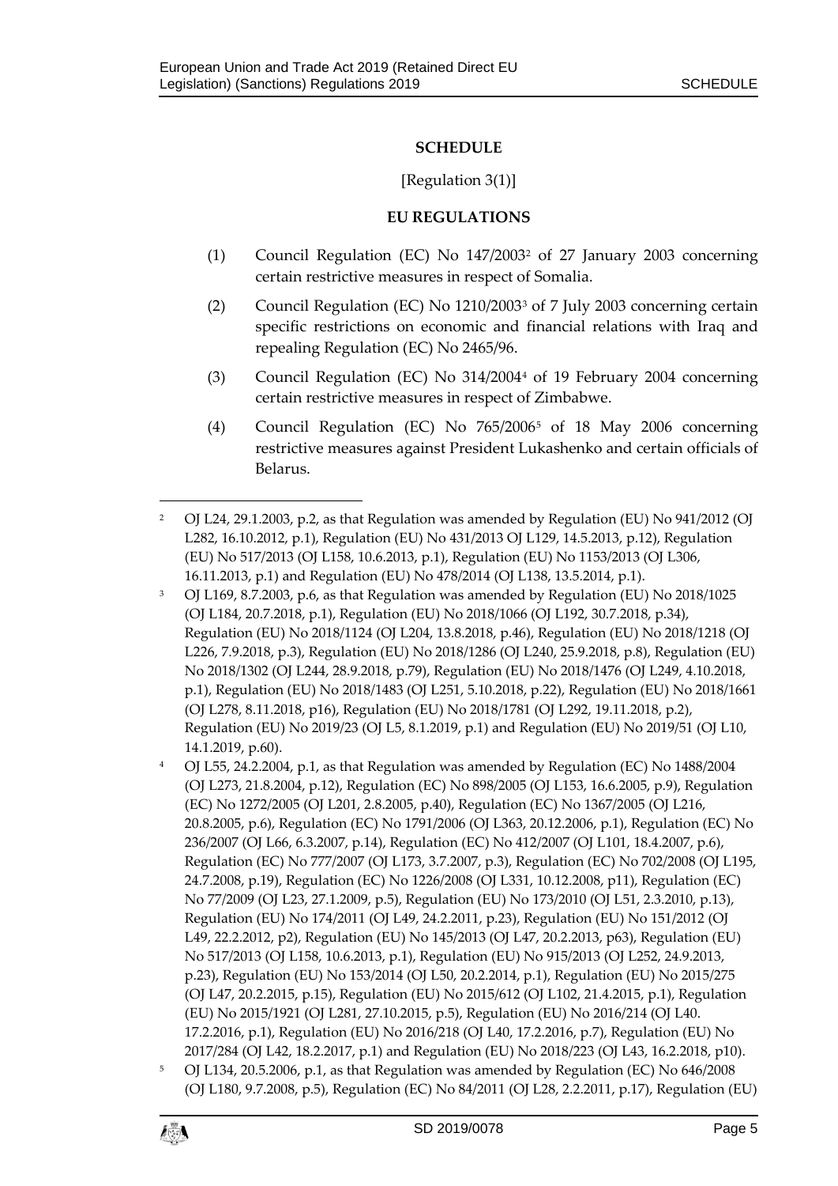## SCHEDULE

[Regulation 3(1)]

## EU REGULATIONS

(1) Council Regulation (EC) No 147/2003[2] of 27 January 2003 concerning certain restrictive measures in respect of Somalia.

(2) Council Regulation (EC) No 1210/2003[3] of 7 July 2003 concerning certain specific restrictions on economic and financial relations with Iraq and repealing Regulation (EC) No 2465/96.

(3) Council Regulation (EC) No 314/2004[4] of 19 February 2004 concerning certain restrictive measures in respect of Zimbabwe.

(4) Council Regulation (EC) No 765/2006[5] of 18 May 2006 concerning restrictive measures against President Lukashenko and certain officials of Belarus.

---

[2] OJ L24, 29.1.2003, p.2, as that Regulation was amended by Regulation (EU) No 941/2012 (OJ L282, 16.10.2012, p.1), Regulation (EU) No 431/2013 OJ L129, 14.5.2013, p.12), Regulation (EU) No 517/2013 (OJ L158, 10.6.2013, p.1), Regulation (EU) No 1153/2013 (OJ L306, 16.11.2013, p.1) and Regulation (EU) No 478/2014 (OJ L138, 13.5.2014, p.1).

[3] OJ L169, 8.7.2003, p.6, as that Regulation was amended by Regulation (EU) No 2018/1025 (OJ L184, 20.7.2018, p.1), Regulation (EU) No 2018/1066 (OJ L192, 30.7.2018, p.34), Regulation (EU) No 2018/1124 (OJ L204, 13.8.2018, p.46), Regulation (EU) No 2018/1218 (OJ L226, 7.9.2018, p.3), Regulation (EU) No 2018/1286 (OJ L240, 25.9.2018, p.8), Regulation (EU) No 2018/1302 (OJ L244, 28.9.2018, p.79), Regulation (EU) No 2018/1476 (OJ L249, 4.10.2018, p.1), Regulation (EU) No 2018/1483 (OJ L251, 5.10.2018, p.22), Regulation (EU) No 2018/1661 (OJ L278, 8.11.2018, p16), Regulation (EU) No 2018/1781 (OJ L292, 19.11.2018, p.2), Regulation (EU) No 2019/23 (OJ L5, 8.1.2019, p.1) and Regulation (EU) No 2019/51 (OJ L10, 14.1.2019, p.60).

[4] OJ L55, 24.2.2004, p.1, as that Regulation was amended by Regulation (EC) No 1488/2004 (OJ L273, 21.8.2004, p.12), Regulation (EC) No 898/2005 (OJ L153, 16.6.2005, p.9), Regulation (EC) No 1272/2005 (OJ L201, 2.8.2005, p.40), Regulation (EC) No 1367/2005 (OJ L216, 20.8.2005, p.6), Regulation (EC) No 1791/2006 (OJ L363, 20.12.2006, p.1), Regulation (EC) No 236/2007 (OJ L66, 6.3.2007, p.14), Regulation (EC) No 412/2007 (OJ L101, 18.4.2007, p.6), Regulation (EC) No 777/2007 (OJ L173, 3.7.2007, p.3), Regulation (EC) No 702/2008 (OJ L195, 24.7.2008, p.19), Regulation (EC) No 1226/2008 (OJ L331, 10.12.2008, p11), Regulation (EC) No 77/2009 (OJ L23, 27.1.2009, p.5), Regulation (EU) No 173/2010 (OJ L51, 2.3.2010, p.13), Regulation (EU) No 174/2011 (OJ L49, 24.2.2011, p.23), Regulation (EU) No 151/2012 (OJ L49, 22.2.2012, p2), Regulation (EU) No 145/2013 (OJ L47, 20.2.2013, p63), Regulation (EU) No 517/2013 (OJ L158, 10.6.2013, p.1), Regulation (EU) No 915/2013 (OJ L252, 24.9.2013, p.23), Regulation (EU) No 153/2014 (OJ L50, 20.2.2014, p.1), Regulation (EU) No 2015/275 (OJ L47, 20.2.2015, p.15), Regulation (EU) No 2015/612 (OJ L102, 21.4.2015, p.1), Regulation (EU) No 2015/1921 (OJ L281, 27.10.2015, p.5), Regulation (EU) No 2016/214 (OJ L40. 17.2.2016, p.1), Regulation (EU) No 2016/218 (OJ L40, 17.2.2016, p.7), Regulation (EU) No 2017/284 (OJ L42, 18.2.2017, p.1) and Regulation (EU) No 2018/223 (OJ L43, 16.2.2018, p10).

[5] OJ L134, 20.5.2006, p.1, as that Regulation was amended by Regulation (EC) No 646/2008 (OJ L180, 9.7.2008, p.5), Regulation (EC) No 84/2011 (OJ L28, 2.2.2011, p.17), Regulation (EU)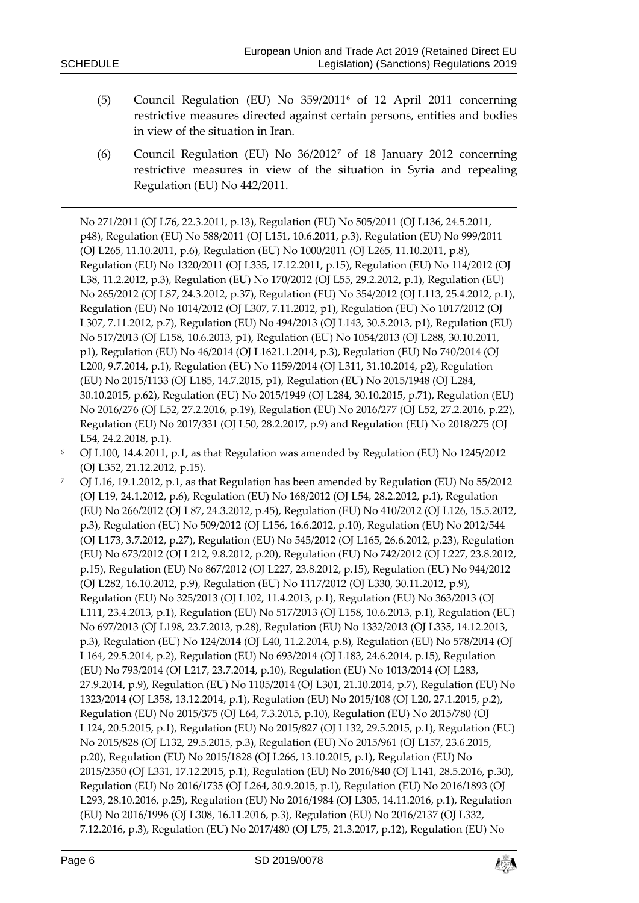(5) Council Regulation (EU) No 359/2011[6] of 12 April 2011 concerning restrictive measures directed against certain persons, entities and bodies in view of the situation in Iran.

(6) Council Regulation (EU) No 36/2012[7] of 18 January 2012 concerning restrictive measures in view of the situation in Syria and repealing Regulation (EU) No 442/2011.

---

No 271/2011 (OJ L76, 22.3.2011, p.13), Regulation (EU) No 505/2011 (OJ L136, 24.5.2011, p48), Regulation (EU) No 588/2011 (OJ L151, 10.6.2011, p.3), Regulation (EU) No 999/2011 (OJ L265, 11.10.2011, p.6), Regulation (EU) No 1000/2011 (OJ L265, 11.10.2011, p.8), Regulation (EU) No 1320/2011 (OJ L335, 17.12.2011, p.15), Regulation (EU) No 114/2012 (OJ L38, 11.2.2012, p.3), Regulation (EU) No 170/2012 (OJ L55, 29.2.2012, p.1), Regulation (EU) No 265/2012 (OJ L87, 24.3.2012, p.37), Regulation (EU) No 354/2012 (OJ L113, 25.4.2012, p.1), Regulation (EU) No 1014/2012 (OJ L307, 7.11.2012, p1), Regulation (EU) No 1017/2012 (OJ L307, 7.11.2012, p.7), Regulation (EU) No 494/2013 (OJ L143, 30.5.2013, p1), Regulation (EU) No 517/2013 (OJ L158, 10.6.2013, p1), Regulation (EU) No 1054/2013 (OJ L288, 30.10.2011, p1), Regulation (EU) No 46/2014 (OJ L1621.1.2014, p.3), Regulation (EU) No 740/2014 (OJ L200, 9.7.2014, p.1), Regulation (EU) No 1159/2014 (OJ L311, 31.10.2014, p2), Regulation (EU) No 2015/1133 (OJ L185, 14.7.2015, p1), Regulation (EU) No 2015/1948 (OJ L284, 30.10.2015, p.62), Regulation (EU) No 2015/1949 (OJ L284, 30.10.2015, p.71), Regulation (EU) No 2016/276 (OJ L52, 27.2.2016, p.19), Regulation (EU) No 2016/277 (OJ L52, 27.2.2016, p.22), Regulation (EU) No 2017/331 (OJ L50, 28.2.2017, p.9) and Regulation (EU) No 2018/275 (OJ L54, 24.2.2018, p.1).

[6] OJ L100, 14.4.2011, p.1, as that Regulation was amended by Regulation (EU) No 1245/2012 (OJ L352, 21.12.2012, p.15).

[7] OJ L16, 19.1.2012, p.1, as that Regulation has been amended by Regulation (EU) No 55/2012 (OJ L19, 24.1.2012, p.6), Regulation (EU) No 168/2012 (OJ L54, 28.2.2012, p.1), Regulation (EU) No 266/2012 (OJ L87, 24.3.2012, p.45), Regulation (EU) No 410/2012 (OJ L126, 15.5.2012, p.3), Regulation (EU) No 509/2012 (OJ L156, 16.6.2012, p.10), Regulation (EU) No 2012/544 (OJ L173, 3.7.2012, p.27), Regulation (EU) No 545/2012 (OJ L165, 26.6.2012, p.23), Regulation (EU) No 673/2012 (OJ L212, 9.8.2012, p.20), Regulation (EU) No 742/2012 (OJ L227, 23.8.2012, p.15), Regulation (EU) No 867/2012 (OJ L227, 23.8.2012, p.15), Regulation (EU) No 944/2012 (OJ L282, 16.10.2012, p.9), Regulation (EU) No 1117/2012 (OJ L330, 30.11.2012, p.9), Regulation (EU) No 325/2013 (OJ L102, 11.4.2013, p.1), Regulation (EU) No 363/2013 (OJ L111, 23.4.2013, p.1), Regulation (EU) No 517/2013 (OJ L158, 10.6.2013, p.1), Regulation (EU) No 697/2013 (OJ L198, 23.7.2013, p.28), Regulation (EU) No 1332/2013 (OJ L335, 14.12.2013, p.3), Regulation (EU) No 124/2014 (OJ L40, 11.2.2014, p.8), Regulation (EU) No 578/2014 (OJ L164, 29.5.2014, p.2), Regulation (EU) No 693/2014 (OJ L183, 24.6.2014, p.15), Regulation (EU) No 793/2014 (OJ L217, 23.7.2014, p.10), Regulation (EU) No 1013/2014 (OJ L283, 27.9.2014, p.9), Regulation (EU) No 1105/2014 (OJ L301, 21.10.2014, p.7), Regulation (EU) No 1323/2014 (OJ L358, 13.12.2014, p.1), Regulation (EU) No 2015/108 (OJ L20, 27.1.2015, p.2), Regulation (EU) No 2015/375 (OJ L64, 7.3.2015, p.10), Regulation (EU) No 2015/780 (OJ L124, 20.5.2015, p.1), Regulation (EU) No 2015/827 (OJ L132, 29.5.2015, p.1), Regulation (EU) No 2015/828 (OJ L132, 29.5.2015, p.3), Regulation (EU) No 2015/961 (OJ L157, 23.6.2015, p.20), Regulation (EU) No 2015/1828 (OJ L266, 13.10.2015, p.1), Regulation (EU) No 2015/2350 (OJ L331, 17.12.2015, p.1), Regulation (EU) No 2016/840 (OJ L141, 28.5.2016, p.30), Regulation (EU) No 2016/1735 (OJ L264, 30.9.2015, p.1), Regulation (EU) No 2016/1893 (OJ L293, 28.10.2016, p.25), Regulation (EU) No 2016/1984 (OJ L305, 14.11.2016, p.1), Regulation (EU) No 2016/1996 (OJ L308, 16.11.2016, p.3), Regulation (EU) No 2016/2137 (OJ L332, 7.12.2016, p.3), Regulation (EU) No 2017/480 (OJ L75, 21.3.2017, p.12), Regulation (EU) No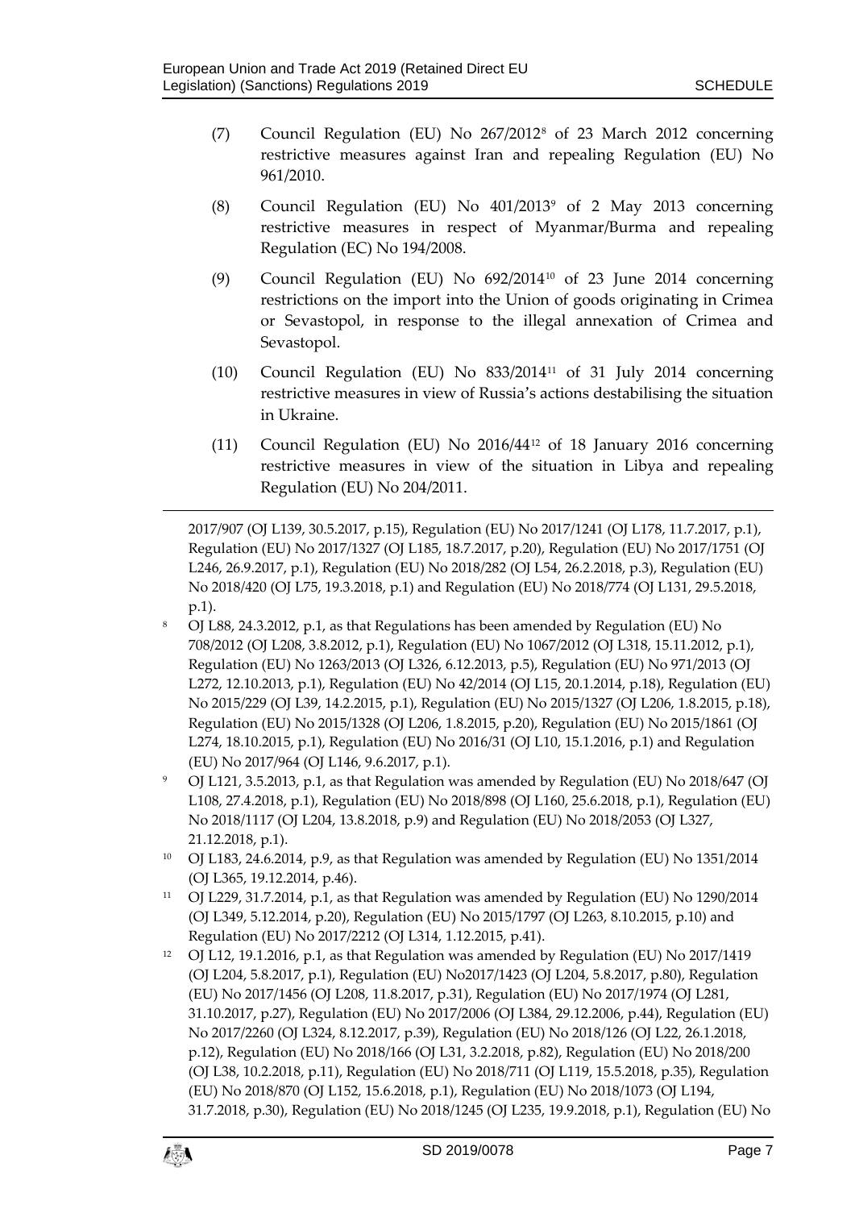(7) Council Regulation (EU) No 267/2012[8] of 23 March 2012 concerning restrictive measures against Iran and repealing Regulation (EU) No 961/2010.

(8) Council Regulation (EU) No 401/2013[9] of 2 May 2013 concerning restrictive measures in respect of Myanmar/Burma and repealing Regulation (EC) No 194/2008.

(9) Council Regulation (EU) No 692/2014[10] of 23 June 2014 concerning restrictions on the import into the Union of goods originating in Crimea or Sevastopol, in response to the illegal annexation of Crimea and Sevastopol.

(10) Council Regulation (EU) No 833/2014[11] of 31 July 2014 concerning restrictive measures in view of Russia's actions destabilising the situation in Ukraine.

(11) Council Regulation (EU) No 2016/44[12] of 18 January 2016 concerning restrictive measures in view of the situation in Libya and repealing Regulation (EU) No 204/2011.

---

2017/907 (OJ L139, 30.5.2017, p.15), Regulation (EU) No 2017/1241 (OJ L178, 11.7.2017, p.1), Regulation (EU) No 2017/1327 (OJ L185, 18.7.2017, p.20), Regulation (EU) No 2017/1751 (OJ L246, 26.9.2017, p.1), Regulation (EU) No 2018/282 (OJ L54, 26.2.2018, p.3), Regulation (EU) No 2018/420 (OJ L75, 19.3.2018, p.1) and Regulation (EU) No 2018/774 (OJ L131, 29.5.2018, p.1).

[8] OJ L88, 24.3.2012, p.1, as that Regulations has been amended by Regulation (EU) No 708/2012 (OJ L208, 3.8.2012, p.1), Regulation (EU) No 1067/2012 (OJ L318, 15.11.2012, p.1), Regulation (EU) No 1263/2013 (OJ L326, 6.12.2013, p.5), Regulation (EU) No 971/2013 (OJ L272, 12.10.2013, p.1), Regulation (EU) No 42/2014 (OJ L15, 20.1.2014, p.18), Regulation (EU) No 2015/229 (OJ L39, 14.2.2015, p.1), Regulation (EU) No 2015/1327 (OJ L206, 1.8.2015, p.18), Regulation (EU) No 2015/1328 (OJ L206, 1.8.2015, p.20), Regulation (EU) No 2015/1861 (OJ L274, 18.10.2015, p.1), Regulation (EU) No 2016/31 (OJ L10, 15.1.2016, p.1) and Regulation (EU) No 2017/964 (OJ L146, 9.6.2017, p.1).

[9] OJ L121, 3.5.2013, p.1, as that Regulation was amended by Regulation (EU) No 2018/647 (OJ L108, 27.4.2018, p.1), Regulation (EU) No 2018/898 (OJ L160, 25.6.2018, p.1), Regulation (EU) No 2018/1117 (OJ L204, 13.8.2018, p.9) and Regulation (EU) No 2018/2053 (OJ L327, 21.12.2018, p.1).

[10] OJ L183, 24.6.2014, p.9, as that Regulation was amended by Regulation (EU) No 1351/2014 (OJ L365, 19.12.2014, p.46).

[11] OJ L229, 31.7.2014, p.1, as that Regulation was amended by Regulation (EU) No 1290/2014 (OJ L349, 5.12.2014, p.20), Regulation (EU) No 2015/1797 (OJ L263, 8.10.2015, p.10) and Regulation (EU) No 2017/2212 (OJ L314, 1.12.2015, p.41).

[12] OJ L12, 19.1.2016, p.1, as that Regulation was amended by Regulation (EU) No 2017/1419 (OJ L204, 5.8.2017, p.1), Regulation (EU) No2017/1423 (OJ L204, 5.8.2017, p.80), Regulation (EU) No 2017/1456 (OJ L208, 11.8.2017, p.31), Regulation (EU) No 2017/1974 (OJ L281, 31.10.2017, p.27), Regulation (EU) No 2017/2006 (OJ L384, 29.12.2006, p.44), Regulation (EU) No 2017/2260 (OJ L324, 8.12.2017, p.39), Regulation (EU) No 2018/126 (OJ L22, 26.1.2018, p.12), Regulation (EU) No 2018/166 (OJ L31, 3.2.2018, p.82), Regulation (EU) No 2018/200 (OJ L38, 10.2.2018, p.11), Regulation (EU) No 2018/711 (OJ L119, 15.5.2018, p.35), Regulation (EU) No 2018/870 (OJ L152, 15.6.2018, p.1), Regulation (EU) No 2018/1073 (OJ L194, 31.7.2018, p.30), Regulation (EU) No 2018/1245 (OJ L235, 19.9.2018, p.1), Regulation (EU) No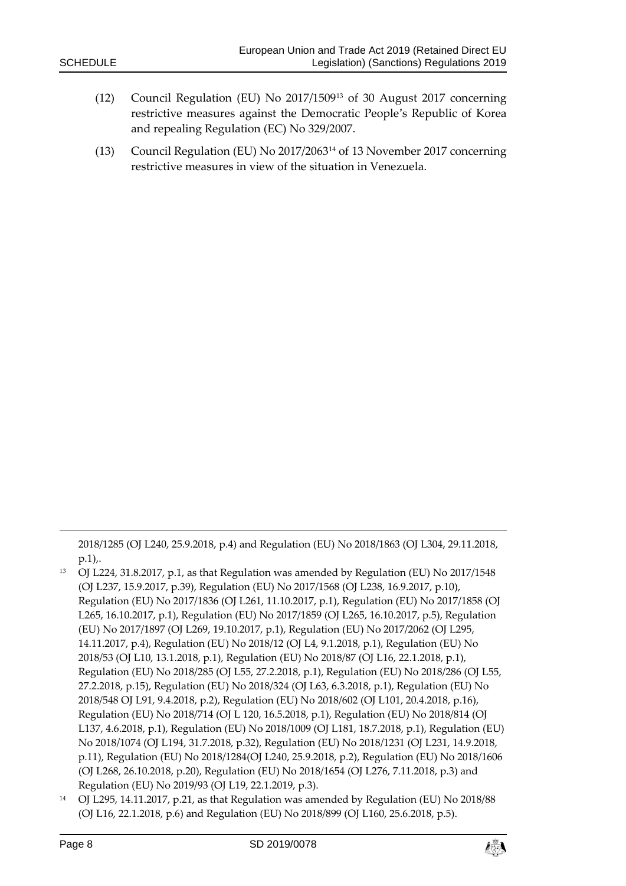(12) Council Regulation (EU) No 2017/1509[13] of 30 August 2017 concerning restrictive measures against the Democratic People's Republic of Korea and repealing Regulation (EC) No 329/2007.

(13) Council Regulation (EU) No 2017/2063[14] of 13 November 2017 concerning restrictive measures in view of the situation in Venezuela.

---

2018/1285 (OJ L240, 25.9.2018, p.4) and Regulation (EU) No 2018/1863 (OJ L304, 29.11.2018, p.1),.

[13] OJ L224, 31.8.2017, p.1, as that Regulation was amended by Regulation (EU) No 2017/1548 (OJ L237, 15.9.2017, p.39), Regulation (EU) No 2017/1568 (OJ L238, 16.9.2017, p.10), Regulation (EU) No 2017/1836 (OJ L261, 11.10.2017, p.1), Regulation (EU) No 2017/1858 (OJ L265, 16.10.2017, p.1), Regulation (EU) No 2017/1859 (OJ L265, 16.10.2017, p.5), Regulation (EU) No 2017/1897 (OJ L269, 19.10.2017, p.1), Regulation (EU) No 2017/2062 (OJ L295, 14.11.2017, p.4), Regulation (EU) No 2018/12 (OJ L4, 9.1.2018, p.1), Regulation (EU) No 2018/53 (OJ L10, 13.1.2018, p.1), Regulation (EU) No 2018/87 (OJ L16, 22.1.2018, p.1), Regulation (EU) No 2018/285 (OJ L55, 27.2.2018, p.1), Regulation (EU) No 2018/286 (OJ L55, 27.2.2018, p.15), Regulation (EU) No 2018/324 (OJ L63, 6.3.2018, p.1), Regulation (EU) No 2018/548 OJ L91, 9.4.2018, p.2), Regulation (EU) No 2018/602 (OJ L101, 20.4.2018, p.16), Regulation (EU) No 2018/714 (OJ L 120, 16.5.2018, p.1), Regulation (EU) No 2018/814 (OJ L137, 4.6.2018, p.1), Regulation (EU) No 2018/1009 (OJ L181, 18.7.2018, p.1), Regulation (EU) No 2018/1074 (OJ L194, 31.7.2018, p.32), Regulation (EU) No 2018/1231 (OJ L231, 14.9.2018, p.11), Regulation (EU) No 2018/1284(OJ L240, 25.9.2018, p.2), Regulation (EU) No 2018/1606 (OJ L268, 26.10.2018, p.20), Regulation (EU) No 2018/1654 (OJ L276, 7.11.2018, p.3) and Regulation (EU) No 2019/93 (OJ L19, 22.1.2019, p.3).

[14] OJ L295, 14.11.2017, p.21, as that Regulation was amended by Regulation (EU) No 2018/88 (OJ L16, 22.1.2018, p.6) and Regulation (EU) No 2018/899 (OJ L160, 25.6.2018, p.5).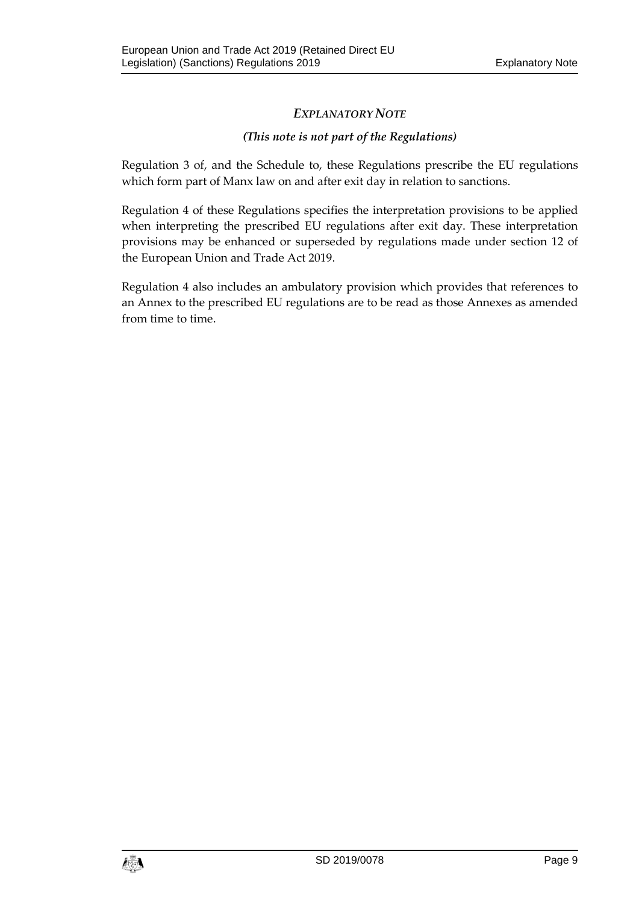## *EXPLANATORY NOTE*

***(This note is not part of the Regulations)***

Regulation 3 of, and the Schedule to, these Regulations prescribe the EU regulations which form part of Manx law on and after exit day in relation to sanctions.

Regulation 4 of these Regulations specifies the interpretation provisions to be applied when interpreting the prescribed EU regulations after exit day. These interpretation provisions may be enhanced or superseded by regulations made under section 12 of the European Union and Trade Act 2019.

Regulation 4 also includes an ambulatory provision which provides that references to an Annex to the prescribed EU regulations are to be read as those Annexes as amended from time to time.